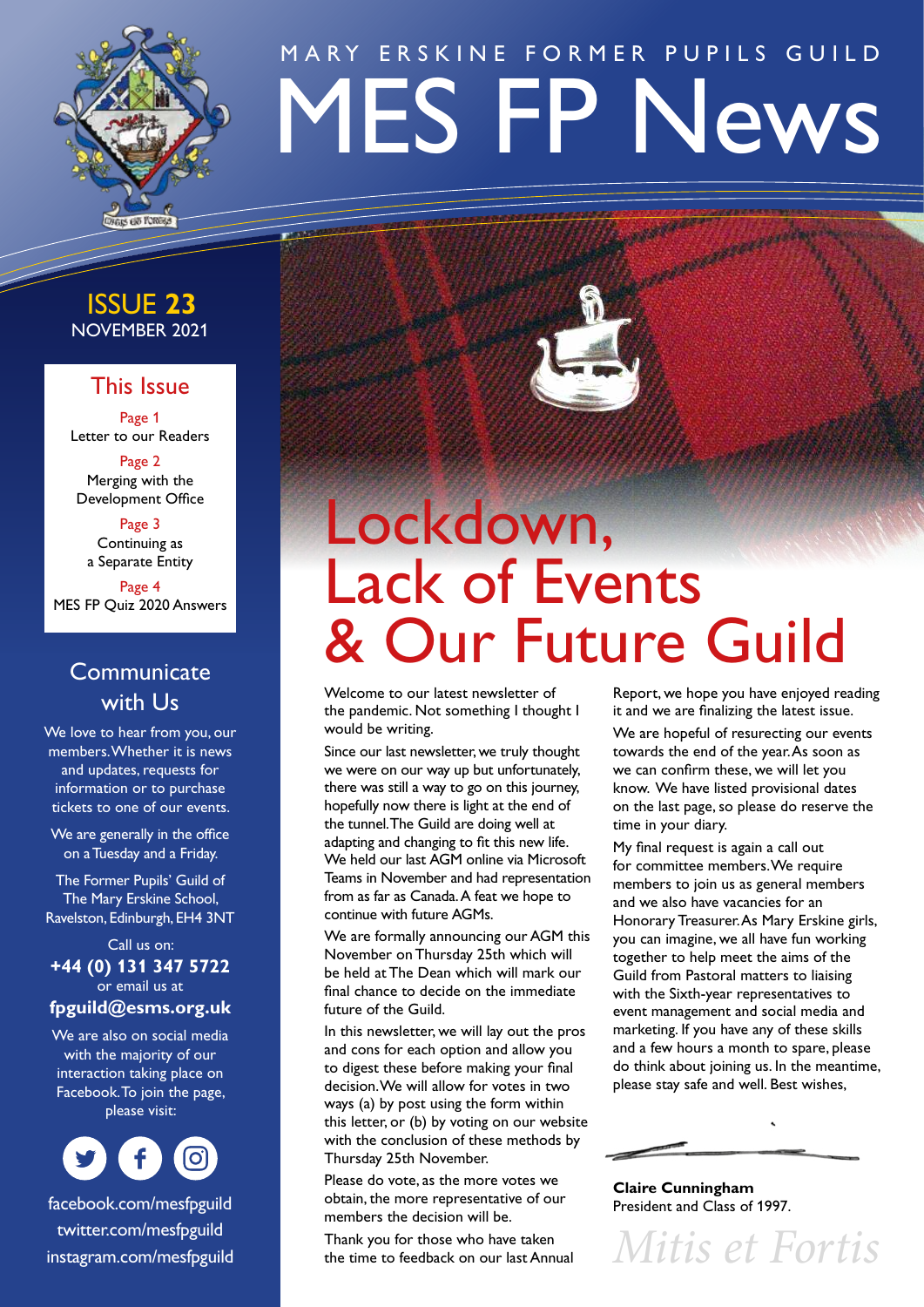MARY ERSKINE FORMER PUPILS GUILD

# MES FP News

**ISSUE 23**
NOVEMBER 2021

## This Issue

Page 1
Letter to our Readers

Page 2
Merging with the Development Office

Page 3
Continuing as a Separate Entity

Page 4
MES FP Quiz 2020 Answers

## Communicate with Us

We love to hear from you, our members. Whether it is news and updates, requests for information or to purchase tickets to one of our events.

We are generally in the office on a Tuesday and a Friday.

The Former Pupils' Guild of The Mary Erskine School, Ravelston, Edinburgh, EH4 3NT

Call us on:
**+44 (0) 131 347 5722**
or email us at
**fpguild@esms.org.uk**

We are also on social media with the majority of our interaction taking place on Facebook. To join the page, please visit:

facebook.com/mesfpguild
twitter.com/mesfpguild
instagram.com/mesfpguild

# Lockdown, Lack of Events & Our Future Guild

Welcome to our latest newsletter of the pandemic. Not something I thought I would be writing.

Since our last newsletter, we truly thought we were on our way up but unfortunately, there was still a way to go on this journey, hopefully now there is light at the end of the tunnel. The Guild are doing well at adapting and changing to fit this new life. We held our last AGM online via Microsoft Teams in November and had representation from as far as Canada. A feat we hope to continue with future AGMs.

We are formally announcing our AGM this November on Thursday 25th which will be held at The Dean which will mark our final chance to decide on the immediate future of the Guild.

In this newsletter, we will lay out the pros and cons for each option and allow you to digest these before making your final decision. We will allow for votes in two ways (a) by post using the form within this letter, or (b) by voting on our website with the conclusion of these methods by Thursday 25th November.

Please do vote, as the more votes we obtain, the more representative of our members the decision will be.

Thank you for those who have taken the time to feedback on our last Annual Report, we hope you have enjoyed reading it and we are finalizing the latest issue.

We are hopeful of resurecting our events towards the end of the year. As soon as we can confirm these, we will let you know. We have listed provisional dates on the last page, so please do reserve the time in your diary.

My final request is again a call out for committee members. We require members to join us as general members and we also have vacancies for an Honorary Treasurer. As Mary Erskine girls, you can imagine, we all have fun working together to help meet the aims of the Guild from Pastoral matters to liaising with the Sixth-year representatives to event management and social media and marketing. If you have any of these skills and a few hours a month to spare, please do think about joining us. In the meantime, please stay safe and well. Best wishes,

**Claire Cunningham**
President and Class of 1997.

*Mitis et Fortis*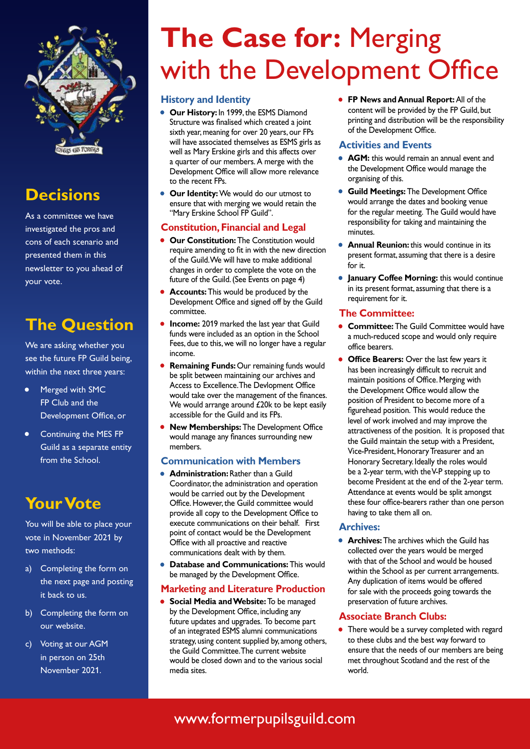## Decisions

As a committee we have investigated the pros and cons of each scenario and presented them in this newsletter to you ahead of your vote.

## The Question

We are asking whether you see the future FP Guild being, within the next three years:

- Merged with SMC FP Club and the Development Office, or
- Continuing the MES FP Guild as a separate entity from the School.

## Your Vote

You will be able to place your vote in November 2021 by two methods:

a) Completing the form on the next page and posting it back to us.

b) Completing the form on our website.

c) Voting at our AGM in person on 25th November 2021.

# The Case for: Merging with the Development Office

### History and Identity

- **Our History:** In 1999, the ESMS Diamond Structure was finalised which created a joint sixth year, meaning for over 20 years, our FPs will have associated themselves as ESMS girls as well as Mary Erskine girls and this affects over a quarter of our members. A merge with the Development Office will allow more relevance to the recent FPs.
- **Our Identity:** We would do our utmost to ensure that with merging we would retain the "Mary Erskine School FP Guild".

### Constitution, Financial and Legal

- **Our Constitution:** The Constitution would require amending to fit in with the new direction of the Guild. We will have to make additional changes in order to complete the vote on the future of the Guild. (See Events on page 4)
- **Accounts:** This would be produced by the Development Office and signed off by the Guild committee.
- **Income:** 2019 marked the last year that Guild funds were included as an option in the School Fees, due to this, we will no longer have a regular income.
- **Remaining Funds:** Our remaining funds would be split between maintaining our archives and Access to Excellence. The Devlopment Office would take over the management of the finances. We would arrange around £20k to be kept easily accessible for the Guild and its FPs.
- **New Memberships:** The Development Office would manage any finances surrounding new members.

### Communication with Members

- **Administration:** Rather than a Guild Coordinator, the administration and operation would be carried out by the Development Office. However, the Guild committee would provide all copy to the Development Office to execute communications on their behalf. First point of contact would be the Development Office with all proactive and reactive communications dealt with by them.
- **Database and Communications:** This would be managed by the Development Office.

### Marketing and Literature Production

- **Social Media and Website:** To be managed by the Development Office, including any future updates and upgrades. To become part of an integrated ESMS alumni communications strategy, using content supplied by, among others, the Guild Committee. The current website would be closed down and to the various social media sites.
- **FP News and Annual Report:** All of the content will be provided by the FP Guild, but printing and distribution will be the responsibility of the Development Office.

### Activities and Events

- **AGM:** this would remain an annual event and the Development Office would manage the organising of this.
- **Guild Meetings:** The Development Office would arrange the dates and booking venue for the regular meeting. The Guild would have responsibility for taking and maintaining the minutes.
- **Annual Reunion:** this would continue in its present format, assuming that there is a desire for it.
- **January Coffee Morning:** this would continue in its present format, assuming that there is a requirement for it.

### The Committee:

- **Committee:** The Guild Committee would have a much-reduced scope and would only require office bearers.
- **Office Bearers:** Over the last few years it has been increasingly difficult to recruit and maintain positions of Office. Merging with the Development Office would allow the position of President to become more of a figurehead position. This would reduce the level of work involved and may improve the attractiveness of the position. It is proposed that the Guild maintain the setup with a President, Vice-President, Honorary Treasurer and an Honorary Secretary. Ideally the roles would be a 2-year term, with the V-P stepping up to become President at the end of the 2-year term. Attendance at events would be split amongst these four office-bearers rather than one person having to take them all on.

### Archives:

- **Archives:** The archives which the Guild has collected over the years would be merged with that of the School and would be housed within the School as per current arrangements. Any duplication of items would be offered for sale with the proceeds going towards the preservation of future archives.

### Associate Branch Clubs:

- There would be a survey completed with regard to these clubs and the best way forward to ensure that the needs of our members are being met throughout Scotland and the rest of the world.

www.formerpupilsguild.com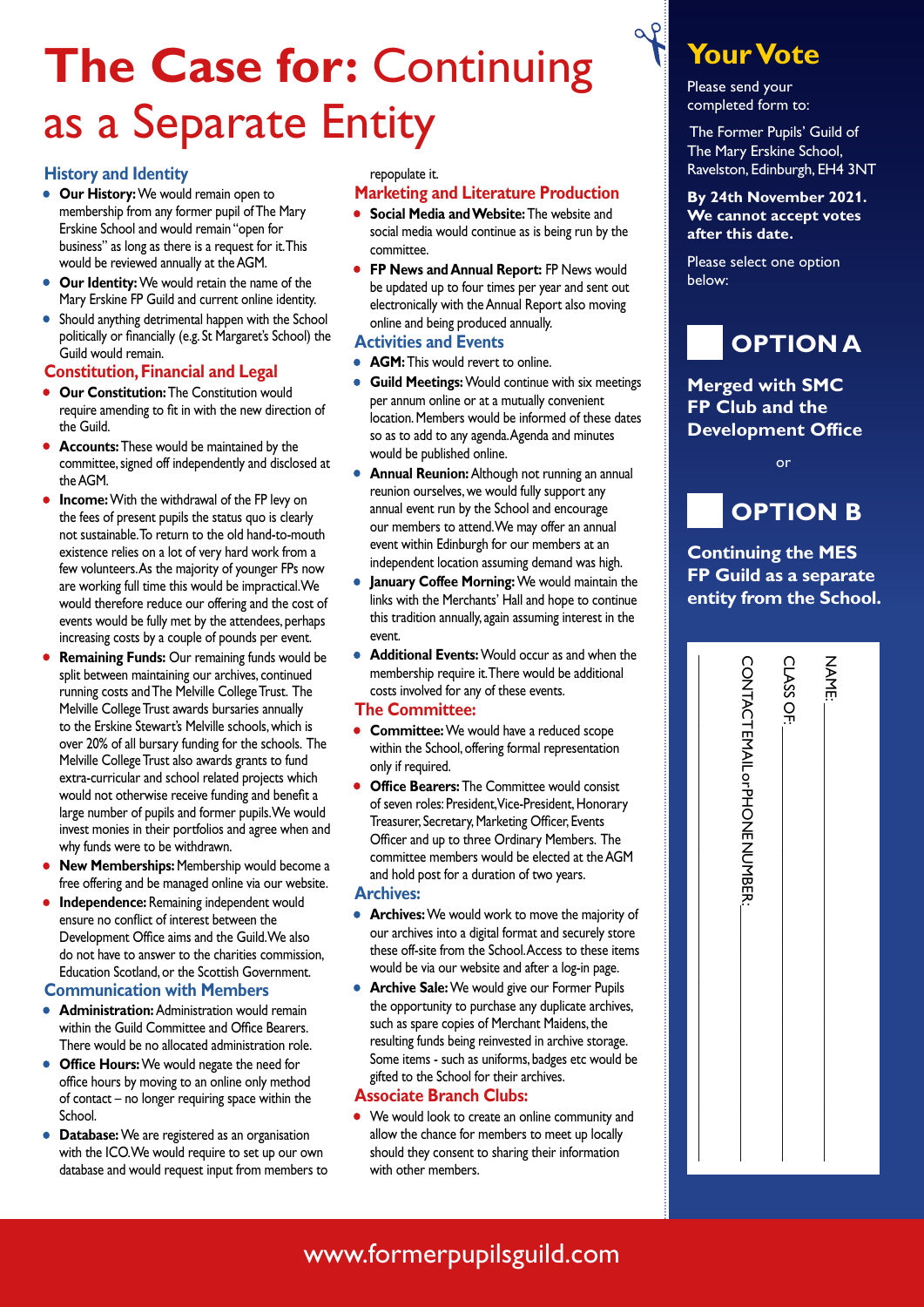# The Case for: Continuing as a Separate Entity

### History and Identity

- **Our History:** We would remain open to membership from any former pupil of The Mary Erskine School and would remain "open for business" as long as there is a request for it. This would be reviewed annually at the AGM.
- **Our Identity:** We would retain the name of the Mary Erskine FP Guild and current online identity.
- Should anything detrimental happen with the School politically or financially (e.g. St Margaret's School) the Guild would remain.

### Constitution, Financial and Legal

- **Our Constitution:** The Constitution would require amending to fit in with the new direction of the Guild.
- **Accounts:** These would be maintained by the committee, signed off independently and disclosed at the AGM.
- **Income:** With the withdrawal of the FP levy on the fees of present pupils the status quo is clearly not sustainable. To return to the old hand-to-mouth existence relies on a lot of very hard work from a few volunteers. As the majority of younger FPs now are working full time this would be impractical. We would therefore reduce our offering and the cost of events would be fully met by the attendees, perhaps increasing costs by a couple of pounds per event.
- **Remaining Funds:** Our remaining funds would be split between maintaining our archives, continued running costs and The Melville College Trust. The Melville College Trust awards bursaries annually to the Erskine Stewart's Melville schools, which is over 20% of all bursary funding for the schools. The Melville College Trust also awards grants to fund extra-curricular and school related projects which would not otherwise receive funding and benefit a large number of pupils and former pupils. We would invest monies in their portfolios and agree when and why funds were to be withdrawn.
- **New Memberships:** Membership would become a free offering and be managed online via our website.
- **Independence:** Remaining independent would ensure no conflict of interest between the Development Office aims and the Guild. We also do not have to answer to the charities commission, Education Scotland, or the Scottish Government.

### Communication with Members

- **Administration:** Administration would remain within the Guild Committee and Office Bearers. There would be no allocated administration role.
- **Office Hours:** We would negate the need for office hours by moving to an online only method of contact – no longer requiring space within the School.
- **Database:** We are registered as an organisation with the ICO. We would require to set up our own database and would request input from members to repopulate it.

### Marketing and Literature Production

- **Social Media and Website:** The website and social media would continue as is being run by the committee.
- **FP News and Annual Report:** FP News would be updated up to four times per year and sent out electronically with the Annual Report also moving online and being produced annually.

### Activities and Events

- **AGM:** This would revert to online.
- **Guild Meetings:** Would continue with six meetings per annum online or at a mutually convenient location. Members would be informed of these dates so as to add to any agenda. Agenda and minutes would be published online.
- **Annual Reunion:** Although not running an annual reunion ourselves, we would fully support any annual event run by the School and encourage our members to attend. We may offer an annual event within Edinburgh for our members at an independent location assuming demand was high.
- **January Coffee Morning:** We would maintain the links with the Merchants' Hall and hope to continue this tradition annually, again assuming interest in the event.
- **Additional Events:** Would occur as and when the membership require it. There would be additional costs involved for any of these events.

### The Committee:

- **Committee:** We would have a reduced scope within the School, offering formal representation only if required.
- **Office Bearers:** The Committee would consist of seven roles: President, Vice-President, Honorary Treasurer, Secretary, Marketing Officer, Events Officer and up to three Ordinary Members. The committee members would be elected at the AGM and hold post for a duration of two years.

### Archives:

- **Archives:** We would work to move the majority of our archives into a digital format and securely store these off-site from the School. Access to these items would be via our website and after a log-in page.
- **Archive Sale:** We would give our Former Pupils the opportunity to purchase any duplicate archives, such as spare copies of Merchant Maidens, the resulting funds being reinvested in archive storage. Some items - such as uniforms, badges etc would be gifted to the School for their archives.

### Associate Branch Clubs:

- We would look to create an online community and allow the chance for members to meet up locally should they consent to sharing their information with other members.

## Your Vote

Please send your completed form to:

The Former Pupils' Guild of The Mary Erskine School, Ravelston, Edinburgh, EH4 3NT

**By 24th November 2021. We cannot accept votes after this date.**

Please select one option below:

## OPTION A

**Merged with SMC FP Club and the Development Office**

or

## OPTION B

**Continuing the MES FP Guild as a separate entity from the School.**

NAME: ____________________

CLASS OF: ____________________

CONTACT EMAIL or PHONE NUMBER: ____________________

www.formerpupilsguild.com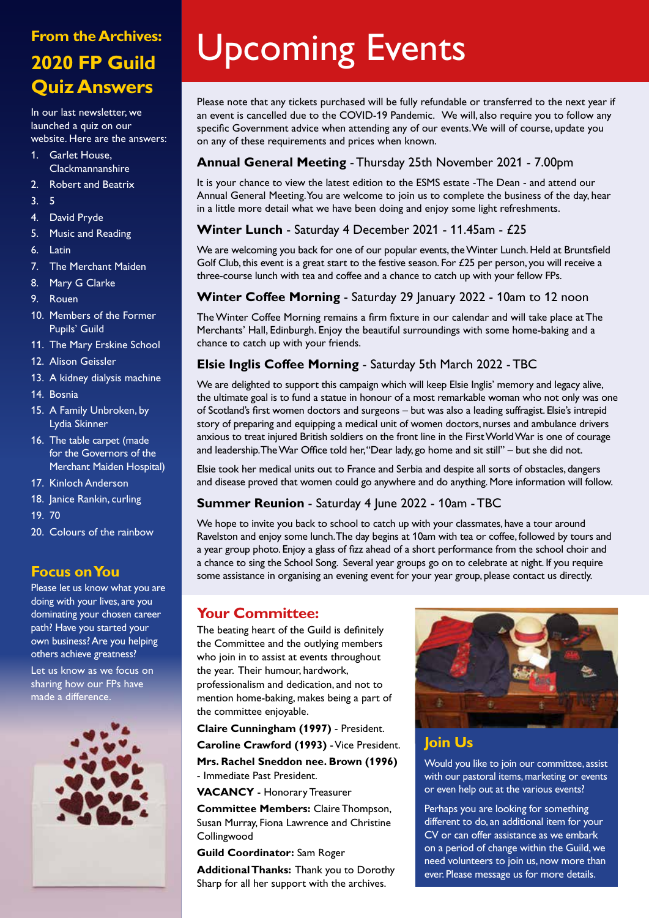## From the Archives: 2020 FP Guild Quiz Answers

In our last newsletter, we launched a quiz on our website. Here are the answers:

1. Garlet House, Clackmannanshire
2. Robert and Beatrix
3. 5
4. David Pryde
5. Music and Reading
6. Latin
7. The Merchant Maiden
8. Mary G Clarke
9. Rouen
10. Members of the Former Pupils' Guild
11. The Mary Erskine School
12. Alison Geissler
13. A kidney dialysis machine
14. Bosnia
15. A Family Unbroken, by Lydia Skinner
16. The table carpet (made for the Governors of the Merchant Maiden Hospital)
17. Kinloch Anderson
18. Janice Rankin, curling
19. 70
20. Colours of the rainbow

## Focus on You

Please let us know what you are doing with your lives, are you dominating your chosen career path? Have you started your own business? Are you helping others achieve greatness?

Let us know as we focus on sharing how our FPs have made a difference.

# Upcoming Events

Please note that any tickets purchased will be fully refundable or transferred to the next year if an event is cancelled due to the COVID-19 Pandemic. We will, also require you to follow any specific Government advice when attending any of our events. We will of course, update you on any of these requirements and prices when known.

### **Annual General Meeting** - Thursday 25th November 2021 - 7.00pm

It is your chance to view the latest edition to the ESMS estate -The Dean - and attend our Annual General Meeting. You are welcome to join us to complete the business of the day, hear in a little more detail what we have been doing and enjoy some light refreshments.

### **Winter Lunch** - Saturday 4 December 2021 - 11.45am - £25

We are welcoming you back for one of our popular events, the Winter Lunch. Held at Bruntsfield Golf Club, this event is a great start to the festive season. For £25 per person, you will receive a three-course lunch with tea and coffee and a chance to catch up with your fellow FPs.

### **Winter Coffee Morning** - Saturday 29 January 2022 - 10am to 12 noon

The Winter Coffee Morning remains a firm fixture in our calendar and will take place at The Merchants' Hall, Edinburgh. Enjoy the beautiful surroundings with some home-baking and a chance to catch up with your friends.

### **Elsie Inglis Coffee Morning** - Saturday 5th March 2022 - TBC

We are delighted to support this campaign which will keep Elsie Inglis' memory and legacy alive, the ultimate goal is to fund a statue in honour of a most remarkable woman who not only was one of Scotland's first women doctors and surgeons – but was also a leading suffragist. Elsie's intrepid story of preparing and equipping a medical unit of women doctors, nurses and ambulance drivers anxious to treat injured British soldiers on the front line in the First World War is one of courage and leadership. The War Office told her, "Dear lady, go home and sit still" – but she did not.

Elsie took her medical units out to France and Serbia and despite all sorts of obstacles, dangers and disease proved that women could go anywhere and do anything. More information will follow.

### **Summer Reunion** - Saturday 4 June 2022 - 10am - TBC

We hope to invite you back to school to catch up with your classmates, have a tour around Ravelston and enjoy some lunch. The day begins at 10am with tea or coffee, followed by tours and a year group photo. Enjoy a glass of fizz ahead of a short performance from the school choir and a chance to sing the School Song. Several year groups go on to celebrate at night. If you require some assistance in organising an evening event for your year group, please contact us directly.

## Your Committee:

The beating heart of the Guild is definitely the Committee and the outlying members who join in to assist at events throughout the year. Their humour, hardwork, professionalism and dedication, and not to mention home-baking, makes being a part of the committee enjoyable.

**Claire Cunningham (1997)** - President.

**Caroline Crawford (1993)** - Vice President.

**Mrs. Rachel Sneddon nee. Brown (1996)** - Immediate Past President.

**VACANCY** - Honorary Treasurer

**Committee Members:** Claire Thompson, Susan Murray, Fiona Lawrence and Christine Collingwood

**Guild Coordinator:** Sam Roger

**Additional Thanks:** Thank you to Dorothy Sharp for all her support with the archives.

## Join Us

Would you like to join our committee, assist with our pastoral items, marketing or events or even help out at the various events?

Perhaps you are looking for something different to do, an additional item for your CV or can offer assistance as we embark on a period of change within the Guild, we need volunteers to join us, now more than ever. Please message us for more details.